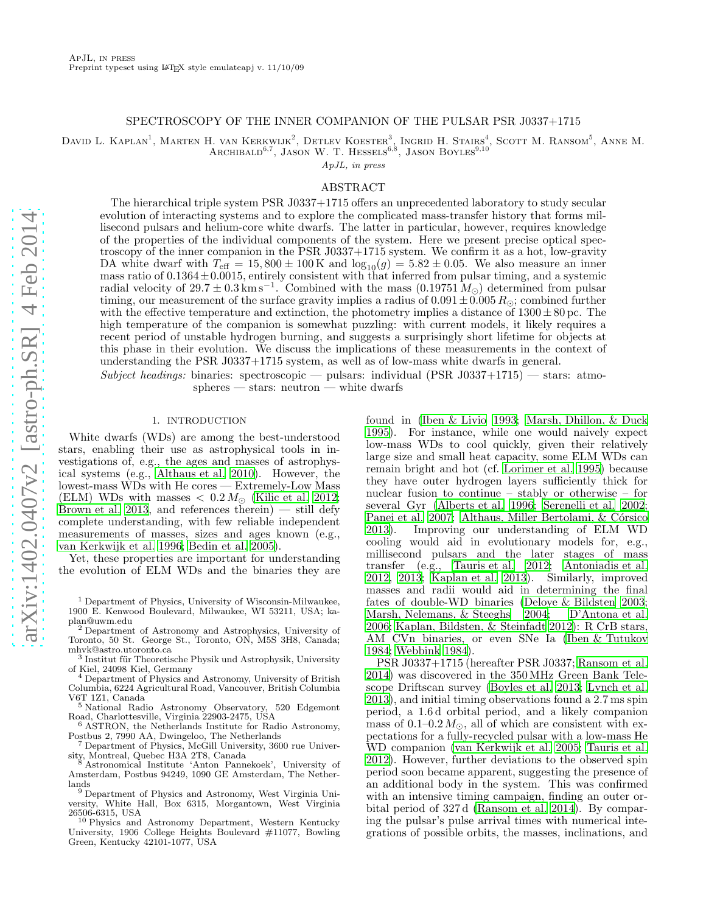ApJL, in press

Preprint typeset using LaTeX style emulateapj v. 11/10/09

# SPECTROSCOPY OF THE INNER COMPANION OF THE PULSAR PSR J0337+1715

David L. Kaplan[1], Marten H. van Kerkwijk[2], Detlev Koester[3], Ingrid H. Stairs[4], Scott M. Ransom[5], Anne M. Archibald[6,7], Jason W. T. Hessels[6,8], Jason Boyles[9,10]

*ApJL, in press*

## ABSTRACT

The hierarchical triple system PSR J0337+1715 offers an unprecedented laboratory to study secular evolution of interacting systems and to explore the complicated mass-transfer history that forms millisecond pulsars and helium-core white dwarfs. The latter in particular, however, requires knowledge of the properties of the individual components of the system. Here we present precise optical spectroscopy of the inner companion in the PSR J0337+1715 system. We confirm it as a hot, low-gravity DA white dwarf with $T_{\rm eff} = 15,800 \pm 100\,{\rm K}$ and $\log_{10}(g) = 5.82 \pm 0.05$. We also measure an inner mass ratio of $0.1364 \pm 0.0015$, entirely consistent with that inferred from pulsar timing, and a systemic radial velocity of $29.7 \pm 0.3\,{\rm km\,s^{-1}}$. Combined with the mass ($0.19751\,M_\odot$) determined from pulsar timing, our measurement of the surface gravity implies a radius of $0.091 \pm 0.005\,R_\odot$; combined further with the effective temperature and extinction, the photometry implies a distance of $1300 \pm 80\,{\rm pc}$. The high temperature of the companion is somewhat puzzling: with current models, it likely requires a recent period of unstable hydrogen burning, and suggests a surprisingly short lifetime for objects at this phase in their evolution. We discuss the implications of these measurements in the context of understanding the PSR J0337+1715 system, as well as of low-mass white dwarfs in general.

*Subject headings:* binaries: spectroscopic — pulsars: individual (PSR J0337+1715) — stars: atmospheres — stars: neutron — white dwarfs

## 1. INTRODUCTION

White dwarfs (WDs) are among the best-understood stars, enabling their use as astrophysical tools in investigations of, e.g., the ages and masses of astrophysical systems (e.g., Althaus et al. 2010). However, the lowest-mass WDs with He cores — Extremely-Low Mass (ELM) WDs with masses $< 0.2\,M_\odot$ (Kilic et al. 2012; Brown et al. 2013, and references therein) — still defy complete understanding, with few reliable independent measurements of masses, sizes and ages known (e.g., van Kerkwijk et al. 1996; Bedin et al. 2005).

Yet, these properties are important for understanding the evolution of ELM WDs and the binaries they are found in (Iben & Livio 1993; Marsh, Dhillon, & Duck 1995). For instance, while one would naively expect low-mass WDs to cool quickly, given their relatively large size and small heat capacity, some ELM WDs can remain bright and hot (cf. Lorimer et al. 1995) because they have outer hydrogen layers sufficiently thick for nuclear fusion to continue – stably or otherwise – for several Gyr (Alberts et al. 1996; Serenelli et al. 2002; Panei et al. 2007; Althaus, Miller Bertolami, & Córsico 2013). Improving our understanding of ELM WD cooling would aid in evolutionary models for, e.g., millisecond pulsars and the later stages of mass transfer (e.g., Tauris et al. 2012; Antoniadis et al. 2012, 2013; Kaplan et al. 2013). Similarly, improved masses and radii would aid in determining the final fates of double-WD binaries (Deloye & Bildsten 2003; Marsh, Nelemans, & Steeghs 2004; D'Antona et al. 2006; Kaplan, Bildsten, & Steinfadt 2012): R CrB stars, AM CVn binaries, or even SNe Ia (Iben & Tutukov 1984; Webbink 1984).

PSR J0337+1715 (hereafter PSR J0337; Ransom et al. 2014) was discovered in the 350 MHz Green Bank Telescope Driftscan survey (Boyles et al. 2013; Lynch et al. 2013), and initial timing observations found a 2.7 ms spin period, a 1.6 d orbital period, and a likely companion mass of 0.1–0.2 $M_\odot$, all of which are consistent with expectations for a fully-recycled pulsar with a low-mass He WD companion (van Kerkwijk et al. 2005; Tauris et al. 2012). However, further deviations to the observed spin period soon became apparent, suggesting the presence of an additional body in the system. This was confirmed with an intensive timing campaign, finding an outer orbital period of 327 d (Ransom et al. 2014). By comparing the pulsar's pulse arrival times with numerical integrations of possible orbits, the masses, inclinations, and

---

[1] Department of Physics, University of Wisconsin-Milwaukee, 1900 E. Kenwood Boulevard, Milwaukee, WI 53211, USA; kaplan@uwm.edu

[2] Department of Astronomy and Astrophysics, University of Toronto, 50 St. George St., Toronto, ON, M5S 3H8, Canada; mhvk@astro.utoronto.ca

[3] Institut für Theoretische Physik und Astrophysik, University of Kiel, 24098 Kiel, Germany

[4] Department of Physics and Astronomy, University of British Columbia, 6224 Agricultural Road, Vancouver, British Columbia V6T 1Z1, Canada

[5] National Radio Astronomy Observatory, 520 Edgemont Road, Charlottesville, Virginia 22903-2475, USA

[6] ASTRON, the Netherlands Institute for Radio Astronomy, Postbus 2, 7990 AA, Dwingeloo, The Netherlands

[7] Department of Physics, McGill University, 3600 rue University, Montreal, Quebec H3A 2T8, Canada

[8] Astronomical Institute 'Anton Pannekoek', University of Amsterdam, Postbus 94249, 1090 GE Amsterdam, The Netherlands

[9] Department of Physics and Astronomy, West Virginia University, White Hall, Box 6315, Morgantown, West Virginia 26506-6315, USA

[10] Physics and Astronomy Department, Western Kentucky University, 1906 College Heights Boulevard #11077, Bowling Green, Kentucky 42101-1077, USA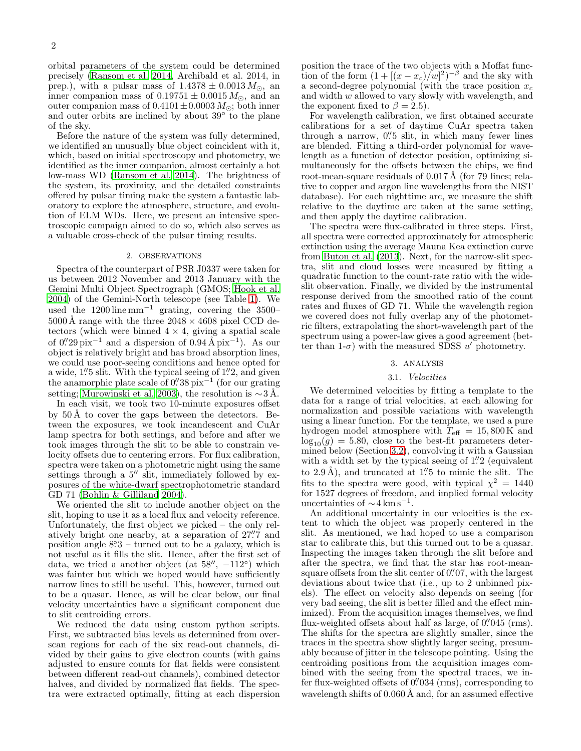orbital parameters of the system could be determined precisely (Ransom et al. 2014, Archibald et al. 2014, in prep.), with a pulsar mass of $1.4378 \pm 0.0013\,M_{\odot}$, an inner companion mass of $0.19751 \pm 0.0015\,M_{\odot}$, and an outer companion mass of $0.4101 \pm 0.0003\,M_{\odot}$; both inner and outer orbits are inclined by about 39° to the plane of the sky.

Before the nature of the system was fully determined, we identified an unusually blue object coincident with it, which, based on initial spectroscopy and photometry, we identified as the inner companion, almost certainly a hot low-mass WD (Ransom et al. 2014). The brightness of the system, its proximity, and the detailed constraints offered by pulsar timing make the system a fantastic laboratory to explore the atmosphere, structure, and evolution of ELM WDs. Here, we present an intensive spectroscopic campaign aimed to do so, which also serves as a valuable cross-check of the pulsar timing results.

## 2. OBSERVATIONS

Spectra of the counterpart of PSR J0337 were taken for us between 2012 November and 2013 January with the Gemini Multi Object Spectrograph (GMOS; Hook et al. 2004) of the Gemini-North telescope (see Table 1). We used the $1200\,\mathrm{line\,mm^{-1}}$ grating, covering the 3500–5000 Å range with the three $2048 \times 4608$ pixel CCD detectors (which were binned $4 \times 4$, giving a spatial scale of $0\farcs29\,\mathrm{pix^{-1}}$ and a dispersion of $0.94\,\mathrm{Å\,pix^{-1}}$). As our object is relatively bright and has broad absorption lines, we could use poor-seeing conditions and hence opted for a wide, $1\farcs5$ slit. With the typical seeing of $1\farcs2$, and given the anamorphic plate scale of $0\farcs38\,\mathrm{pix^{-1}}$ (for our grating setting; Murowinski et al. 2003), the resolution is $\sim$3 Å.

In each visit, we took two 10-minute exposures offset by 50 Å to cover the gaps between the detectors. Between the exposures, we took incandescent and CuAr lamp spectra for both settings, and before and after we took images through the slit to be able to constrain velocity offsets due to centering errors. For flux calibration, spectra were taken on a photometric night using the same settings through a 5″ slit, immediately followed by exposures of the white-dwarf spectrophotometric standard GD 71 (Bohlin & Gilliland 2004).

We oriented the slit to include another object on the slit, hoping to use it as a local flux and velocity reference. Unfortunately, the first object we picked – the only relatively bright one nearby, at a separation of $27\farcs7$ and position angle $8\fdg3$ – turned out to be a galaxy, which is not useful as it fills the slit. Hence, after the first set of data, we tried a another object (at 58″, $-112°$) which was fainter but which we hoped would have sufficiently narrow lines to still be useful. This, however, turned out to be a quasar. Hence, as will be clear below, our final velocity uncertainties have a significant component due to slit centroiding errors.

We reduced the data using custom python scripts. First, we subtracted bias levels as determined from overscan regions for each of the six read-out channels, divided by their gains to give electron counts (with gains adjusted to ensure counts for flat fields were consistent between different read-out channels), combined detector halves, and divided by normalized flat fields. The spectra were extracted optimally, fitting at each dispersion position the trace of the two objects with a Moffat function of the form $(1 + [(x - x_c)/w]^2)^{-\beta}$ and the sky with a second-degree polynomial (with the trace position $x_c$ and width $w$ allowed to vary slowly with wavelength, and the exponent fixed to $\beta = 2.5$).

For wavelength calibration, we first obtained accurate calibrations for a set of daytime CuAr spectra taken through a narrow, $0\farcs5$ slit, in which many fewer lines are blended. Fitting a third-order polynomial for wavelength as a function of detector position, optimizing simultaneously for the offsets between the chips, we find root-mean-square residuals of 0.017 Å (for 79 lines; relative to copper and argon line wavelengths from the NIST database). For each nighttime arc, we measure the shift relative to the daytime arc taken at the same setting, and then apply the daytime calibration.

The spectra were flux-calibrated in three steps. First, all spectra were corrected approximately for atmospheric extinction using the average Mauna Kea extinction curve from Buton et al. (2013). Next, for the narrow-slit spectra, slit and cloud losses were measured by fitting a quadratic function to the count-rate ratio with the wide-slit observation. Finally, we divided by the instrumental response derived from the smoothed ratio of the count rates and fluxes of GD 71. While the wavelength region we covered does not fully overlap any of the photometric filters, extrapolating the short-wavelength part of the spectrum using a power-law gives a good agreement (better than 1-$\sigma$) with the measured SDSS $u'$ photometry.

## 3. ANALYSIS

### 3.1. *Velocities*

We determined velocities by fitting a template to the data for a range of trial velocities, at each allowing for normalization and possible variations with wavelength using a linear function. For the template, we used a pure hydrogen model atmosphere with $T_{\mathrm{eff}} = 15{,}800\,\mathrm{K}$ and $\log_{10}(g) = 5.80$, close to the best-fit parameters determined below (Section 3.2), convolving it with a Gaussian with a width set by the typical seeing of $1\farcs2$ (equivalent to 2.9 Å), and truncated at $1\farcs5$ to mimic the slit. The fits to the spectra were good, with typical $\chi^2 = 1440$ for 1527 degrees of freedom, and implied formal velocity uncertainties of $\sim 4\,\mathrm{km\,s^{-1}}$.

An additional uncertainty in our velocities is the extent to which the object was properly centered in the slit. As mentioned, we had hoped to use a comparison star to calibrate this, but this turned out to be a quasar. Inspecting the images taken through the slit before and after the spectra, we find that the star has root-mean-square offsets from the slit center of $0\farcs07$, with the largest deviations about twice that (i.e., up to 2 unbinned pixels). The effect on velocity also depends on seeing (for very bad seeing, the slit is better filled and the effect minimized). From the acquisition images themselves, we find flux-weighted offsets about half as large, of $0\farcs045$ (rms). The shifts for the spectra are slightly smaller, since the traces in the spectra show slightly larger seeing, presumably because of jitter in the telescope pointing. Using the centroiding positions from the acquisition images combined with the seeing from the spectral traces, we infer flux-weighted offsets of $0\farcs034$ (rms), corresponding to wavelength shifts of 0.060 Å and, for an assumed effective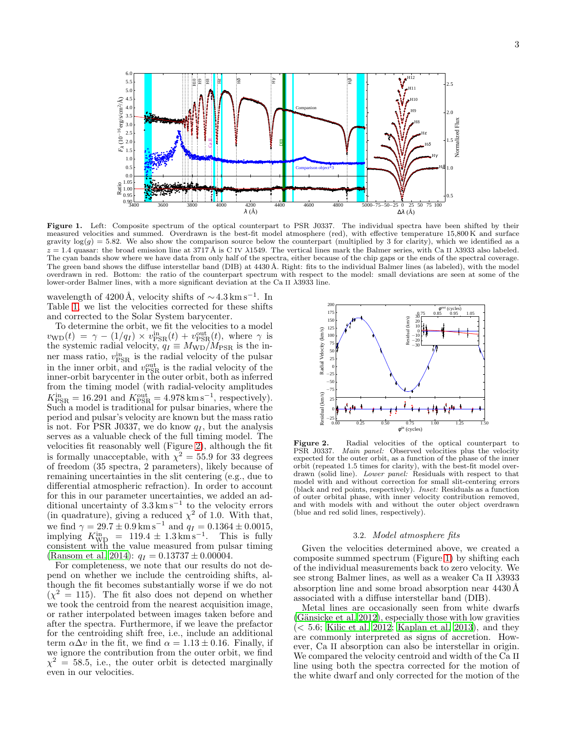**Figure 1.** Left: Composite spectrum of the optical counterpart to PSR J0337. The individual spectra have been shifted by their measured velocities and summed. Overdrawn is the best-fit model atmosphere (red), with effective temperature 15,800 K and surface gravity $\log(g) = 5.82$. We also show the comparison source below the counterpart (multiplied by 3 for clarity), which we identified as a $z = 1.4$ quasar: the broad emission line at 3717 Å is C IV λ1549. The vertical lines mark the Balmer series, with Ca II λ3933 also labeled. The cyan bands show where we have data from only half of the spectra, either because of the chip gaps or the ends of the spectral coverage. The green band shows the diffuse interstellar band (DIB) at 4430 Å. Right: fits to the individual Balmer lines (as labeled), with the model overdrawn in red. Bottom: the ratio of the counterpart spectrum with respect to the model: small deviations are seen at some of the lower-order Balmer lines, with a more significant deviation at the Ca II λ3933 line.

wavelength of 4200 Å, velocity shifts of $\sim 4.3\,\mathrm{km\,s^{-1}}$. In Table 1, we list the velocities corrected for these shifts and corrected to the Solar System barycenter.

To determine the orbit, we fit the velocities to a model $v_{\rm WD}(t) = \gamma - (1/q_I) \times v^{\rm in}_{\rm PSR}(t) + v^{\rm out}_{\rm PSR}(t)$, where $\gamma$ is the systemic radial velocity, $q_I \equiv M_{\rm WD}/M_{\rm PSR}$ is the inner mass ratio, $v^{\rm in}_{\rm PSR}$ is the radial velocity of the pulsar in the inner orbit, and $v^{\rm out}_{\rm PSR}$ is the radial velocity of the inner-orbit barycenter in the outer orbit, both as inferred from the timing model (with radial-velocity amplitudes $K^{\rm in}_{\rm PSR} = 16.291$ and $K^{\rm out}_{\rm PSR} = 4.978\,\mathrm{km\,s^{-1}}$, respectively). Such a model is traditional for pulsar binaries, where the period and pulsar's velocity are known but the mass ratio is not. For PSR J0337, we do know $q_I$, but the analysis serves as a valuable check of the full timing model. The velocities fit reasonably well (Figure 2), although the fit is formally unacceptable, with $\chi^2 = 55.9$ for 33 degrees of freedom (35 spectra, 2 parameters), likely because of remaining uncertainties in the slit centering (e.g., due to differential atmospheric refraction). In order to account for this in our parameter uncertainties, we added an additional uncertainty of $3.3\,\mathrm{km\,s^{-1}}$ to the velocity errors (in quadrature), giving a reduced $\chi^2$ of 1.0. With that, we find $\gamma = 29.7 \pm 0.9\,\mathrm{km\,s^{-1}}$ and $q_I = 0.1364 \pm 0.0015$, implying $K^{\rm in}_{\rm WD} = 119.4 \pm 1.3\,\mathrm{km\,s^{-1}}$. This is fully consistent with the value measured from pulsar timing (Ransom et al. 2014): $q_I = 0.13737 \pm 0.00004$.

For completeness, we note that our results do not depend on whether we include the centroiding shifts, although the fit becomes substantially worse if we do not ($\chi^2 = 115$). The fit also does not depend on whether we took the centroid from the nearest acquisition image, or rather interpolated between images taken before and after the spectra. Furthermore, if we leave the prefactor for the centroiding shift free, i.e., include an additional term $\alpha\Delta v$ in the fit, we find $\alpha = 1.13 \pm 0.16$. Finally, if we ignore the contribution from the outer orbit, we find $\chi^2 = 58.5$, i.e., the outer orbit is detected marginally even in our velocities.

**Figure 2.** Radial velocities of the optical counterpart to PSR J0337. *Main panel:* Observed velocities plus the velocity expected for the outer orbit, as a function of the phase of the inner orbit (repeated 1.5 times for clarity), with the best-fit model overdrawn (solid line). *Lower panel:* Residuals with respect to that model with and without correction for small slit-centering errors (black and red points, respectively). *Inset:* Residuals as a function of outer orbital phase, with inner velocity contribution removed, and with models with and without the outer object overdrawn (blue and red solid lines, respectively).

### 3.2. *Model atmosphere fits*

Given the velocities determined above, we created a composite summed spectrum (Figure 1) by shifting each of the individual measurements back to zero velocity. We see strong Balmer lines, as well as a weaker Ca II λ3933 absorption line and some broad absorption near 4430 Å associated with a diffuse interstellar band (DIB).

Metal lines are occasionally seen from white dwarfs (Gänsicke et al. 2012), especially those with low gravities (< 5.6; Kilic et al. 2012; Kaplan et al. 2013), and they are commonly interpreted as signs of accretion. However, Ca II absorption can also be interstellar in origin. We compared the velocity centroid and width of the Ca II line using both the spectra corrected for the motion of the white dwarf and only corrected for the motion of the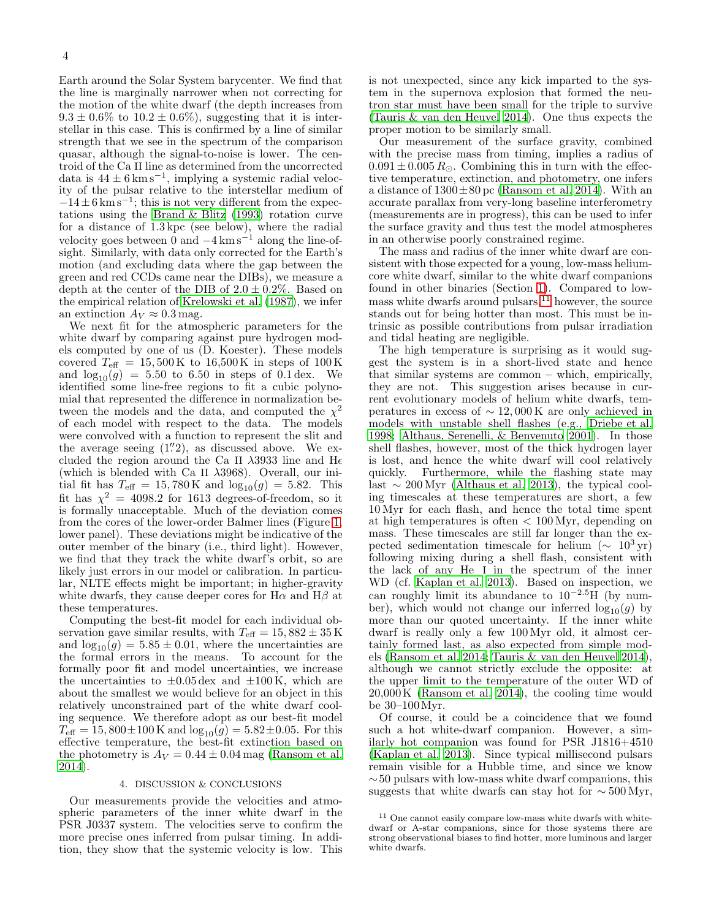Earth around the Solar System barycenter. We find that the line is marginally narrower when not correcting for the motion of the white dwarf (the depth increases from $9.3 \pm 0.6\%$ to $10.2 \pm 0.6\%$), suggesting that it is interstellar in this case. This is confirmed by a line of similar strength that we see in the spectrum of the comparison quasar, although the signal-to-noise is lower. The centroid of the Ca II line as determined from the uncorrected data is $44 \pm 6\,\mathrm{km\,s^{-1}}$, implying a systemic radial velocity of the pulsar relative to the interstellar medium of $-14 \pm 6\,\mathrm{km\,s^{-1}}$; this is not very different from the expectations using the Brand & Blitz (1993) rotation curve for a distance of 1.3 kpc (see below), where the radial velocity goes between 0 and $-4\,\mathrm{km\,s^{-1}}$ along the line-of-sight. Similarly, with data only corrected for the Earth's motion (and excluding data where the gap between the green and red CCDs came near the DIBs), we measure a depth at the center of the DIB of $2.0 \pm 0.2\%$. Based on the empirical relation of Krelowski et al. (1987), we infer an extinction $A_V \approx 0.3$ mag.

We next fit for the atmospheric parameters for the white dwarf by comparing against pure hydrogen models computed by one of us (D. Koester). These models covered $T_{\rm eff} = 15{,}500$ K to 16,500 K in steps of 100 K and $\log_{10}(g) = 5.50$ to 6.50 in steps of 0.1 dex. We identified some line-free regions to fit a cubic polynomial that represented the difference in normalization between the models and the data, and computed the $\chi^2$ of each model with respect to the data. The models were convolved with a function to represent the slit and the average seeing ($1\farcs2$), as discussed above. We excluded the region around the Ca II $\lambda3933$ line and H$\epsilon$ (which is blended with Ca II $\lambda3968$). Overall, our initial fit has $T_{\rm eff} = 15{,}780$ K and $\log_{10}(g) = 5.82$. This fit has $\chi^2 = 4098.2$ for 1613 degrees-of-freedom, so it is formally unacceptable. Much of the deviation comes from the cores of the lower-order Balmer lines (Figure 1, lower panel). These deviations might be indicative of the outer member of the binary (i.e., third light). However, we find that they track the white dwarf's orbit, so are likely just errors in our model or calibration. In particular, NLTE effects might be important; in higher-gravity white dwarfs, they cause deeper cores for H$\alpha$ and H$\beta$ at these temperatures.

Computing the best-fit model for each individual observation gave similar results, with $T_{\rm eff} = 15{,}882 \pm 35$ K and $\log_{10}(g) = 5.85 \pm 0.01$, where the uncertainties are the formal errors in the means. To account for the formally poor fit and model uncertainties, we increase the uncertainties to $\pm 0.05$ dex and $\pm 100$ K, which are about the smallest we would believe for an object in this relatively unconstrained part of the white dwarf cooling sequence. We therefore adopt as our best-fit model $T_{\rm eff} = 15{,}800 \pm 100$ K and $\log_{10}(g) = 5.82 \pm 0.05$. For this effective temperature, the best-fit extinction based on the photometry is $A_V = 0.44 \pm 0.04$ mag (Ransom et al. 2014).

## 4. DISCUSSION & CONCLUSIONS

Our measurements provide the velocities and atmospheric parameters of the inner white dwarf in the PSR J0337 system. The velocities serve to confirm the more precise ones inferred from pulsar timing. In addition, they show that the systemic velocity is low. This is not unexpected, since any kick imparted to the system in the supernova explosion that formed the neutron star must have been small for the triple to survive (Tauris & van den Heuvel 2014). One thus expects the proper motion to be similarly small.

Our measurement of the surface gravity, combined with the precise mass from timing, implies a radius of $0.091 \pm 0.005\,R_\odot$. Combining this in turn with the effective temperature, extinction, and photometry, one infers a distance of $1300 \pm 80$ pc (Ransom et al. 2014). With an accurate parallax from very-long baseline interferometry (measurements are in progress), this can be used to infer the surface gravity and thus test the model atmospheres in an otherwise poorly constrained regime.

The mass and radius of the inner white dwarf are consistent with those expected for a young, low-mass helium-core white dwarf, similar to the white dwarf companions found in other binaries (Section 1). Compared to low-mass white dwarfs around pulsars,[11] however, the source stands out for being hotter than most. This must be intrinsic as possible contributions from pulsar irradiation and tidal heating are negligible.

The high temperature is surprising as it would suggest the system is in a short-lived state and hence that similar systems are common – which, empirically, they are not. This suggestion arises because in current evolutionary models of helium white dwarfs, temperatures in excess of $\sim 12{,}000$ K are only achieved in models with unstable shell flashes (e.g., Driebe et al. 1998; Althaus, Serenelli, & Benvenuto 2001). In those shell flashes, however, most of the thick hydrogen layer is lost, and hence the white dwarf will cool relatively quickly. Furthermore, while the flashing state may last $\sim 200$ Myr (Althaus et al. 2013), the typical cooling timescales at these temperatures are short, a few 10 Myr for each flash, and hence the total time spent at high temperatures is often $< 100$ Myr, depending on mass. These timescales are still far longer than the expected sedimentation timescale for helium ($\sim 10^3$ yr) following mixing during a shell flash, consistent with the lack of any He I in the spectrum of the inner WD (cf. Kaplan et al. 2013). Based on inspection, we can roughly limit its abundance to $10^{-2.5}$H (by number), which would not change our inferred $\log_{10}(g)$ by more than our quoted uncertainty. If the inner white dwarf is really only a few 100 Myr old, it almost certainly formed last, as also expected from simple models (Ransom et al. 2014; Tauris & van den Heuvel 2014), although we cannot strictly exclude the opposite: at the upper limit to the temperature of the outer WD of 20,000 K (Ransom et al. 2014), the cooling time would be 30–100 Myr.

Of course, it could be a coincidence that we found such a hot white-dwarf companion. However, a similarly hot companion was found for PSR J1816+4510 (Kaplan et al. 2013). Since typical millisecond pulsars remain visible for a Hubble time, and since we know $\sim$50 pulsars with low-mass white dwarf companions, this suggests that white dwarfs can stay hot for $\sim 500$ Myr,

[11] One cannot easily compare low-mass white dwarfs with white-dwarf or A-star companions, since for those systems there are strong observational biases to find hotter, more luminous and larger white dwarfs.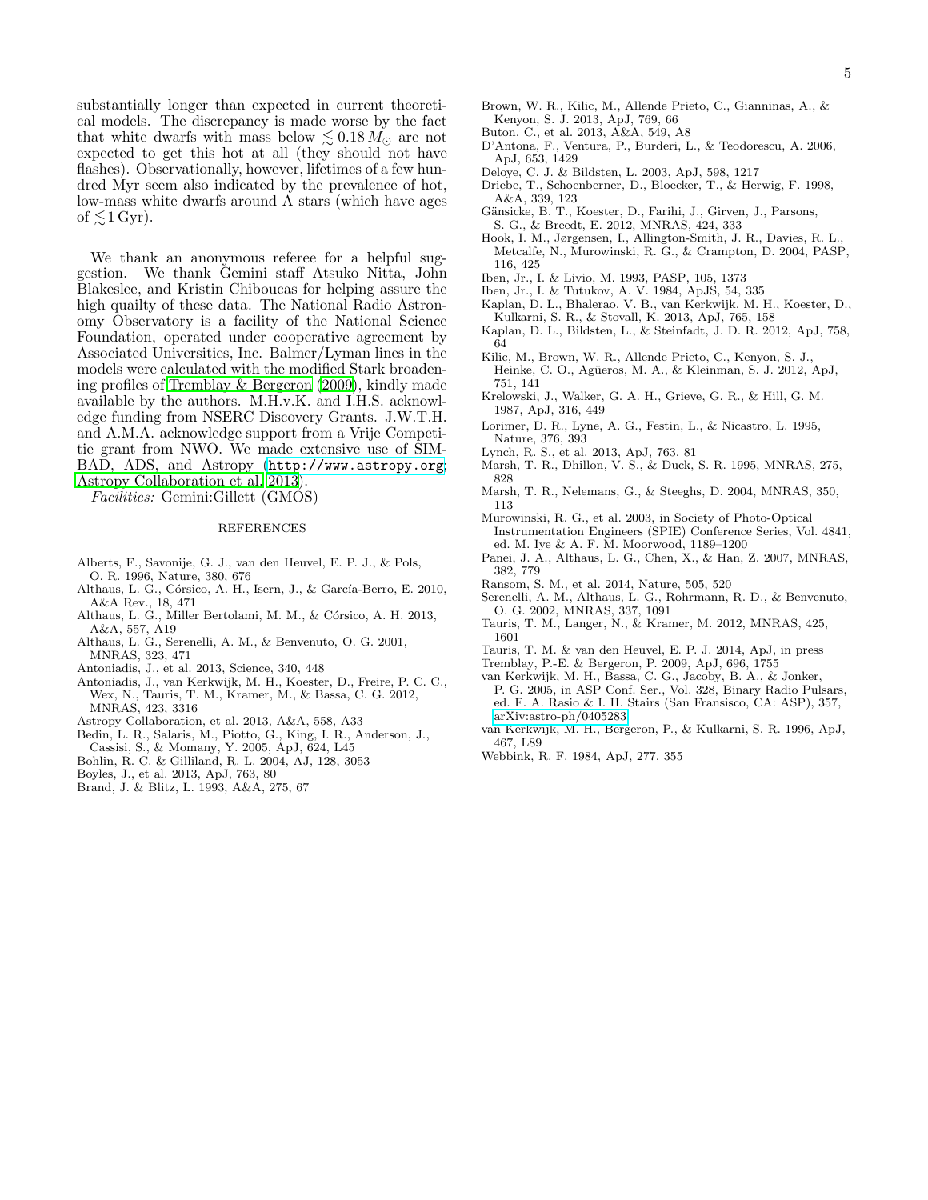substantially longer than expected in current theoretical models. The discrepancy is made worse by the fact that white dwarfs with mass below $\lesssim 0.18\,M_{\odot}$ are not expected to get this hot at all (they should not have flashes). Observationally, however, lifetimes of a few hundred Myr seem also indicated by the prevalence of hot, low-mass white dwarfs around A stars (which have ages of $\lesssim$1 Gyr).

We thank an anonymous referee for a helpful suggestion. We thank Gemini staff Atsuko Nitta, John Blakeslee, and Kristin Chiboucas for helping assure the high quailty of these data. The National Radio Astronomy Observatory is a facility of the National Science Foundation, operated under cooperative agreement by Associated Universities, Inc. Balmer/Lyman lines in the models were calculated with the modified Stark broadening profiles of Tremblay & Bergeron (2009), kindly made available by the authors. M.H.v.K. and I.H.S. acknowledge funding from NSERC Discovery Grants. J.W.T.H. and A.M.A. acknowledge support from a Vrije Competitie grant from NWO. We made extensive use of SIMBAD, ADS, and Astropy (http://www.astropy.org; Astropy Collaboration et al. 2013).

*Facilities:* Gemini:Gillett (GMOS)

## REFERENCES

Alberts, F., Savonije, G. J., van den Heuvel, E. P. J., & Pols, O. R. 1996, Nature, 380, 676

Althaus, L. G., Córsico, A. H., Isern, J., & García-Berro, E. 2010, A&A Rev., 18, 471

Althaus, L. G., Miller Bertolami, M. M., & Córsico, A. H. 2013, A&A, 557, A19

Althaus, L. G., Serenelli, A. M., & Benvenuto, O. G. 2001, MNRAS, 323, 471

Antoniadis, J., et al. 2013, Science, 340, 448

Antoniadis, J., van Kerkwijk, M. H., Koester, D., Freire, P. C. C., Wex, N., Tauris, T. M., Kramer, M., & Bassa, C. G. 2012, MNRAS, 423, 3316

Astropy Collaboration, et al. 2013, A&A, 558, A33

Bedin, L. R., Salaris, M., Piotto, G., King, I. R., Anderson, J., Cassisi, S., & Momany, Y. 2005, ApJ, 624, L45

Bohlin, R. C. & Gilliland, R. L. 2004, AJ, 128, 3053

Boyles, J., et al. 2013, ApJ, 763, 80

Brand, J. & Blitz, L. 1993, A&A, 275, 67

Brown, W. R., Kilic, M., Allende Prieto, C., Gianninas, A., & Kenyon, S. J. 2013, ApJ, 769, 66

Buton, C., et al. 2013, A&A, 549, A8

D'Antona, F., Ventura, P., Burderi, L., & Teodorescu, A. 2006, ApJ, 653, 1429

Deloye, C. J. & Bildsten, L. 2003, ApJ, 598, 1217

Driebe, T., Schoenberner, D., Bloecker, T., & Herwig, F. 1998, A&A, 339, 123

Gänsicke, B. T., Koester, D., Farihi, J., Girven, J., Parsons, S. G., & Breedt, E. 2012, MNRAS, 424, 333

Hook, I. M., Jørgensen, I., Allington-Smith, J. R., Davies, R. L., Metcalfe, N., Murowinski, R. G., & Crampton, D. 2004, PASP, 116, 425

Iben, Jr., I. & Livio, M. 1993, PASP, 105, 1373

Iben, Jr., I. & Tutukov, A. V. 1984, ApJS, 54, 335

Kaplan, D. L., Bhalerao, V. B., van Kerkwijk, M. H., Koester, D., Kulkarni, S. R., & Stovall, K. 2013, ApJ, 765, 158

Kaplan, D. L., Bildsten, L., & Steinfadt, J. D. R. 2012, ApJ, 758, 64

Kilic, M., Brown, W. R., Allende Prieto, C., Kenyon, S. J., Heinke, C. O., Agüeros, M. A., & Kleinman, S. J. 2012, ApJ, 751, 141

Krelowski, J., Walker, G. A. H., Grieve, G. R., & Hill, G. M. 1987, ApJ, 316, 449

Lorimer, D. R., Lyne, A. G., Festin, L., & Nicastro, L. 1995, Nature, 376, 393

Lynch, R. S., et al. 2013, ApJ, 763, 81

Marsh, T. R., Dhillon, V. S., & Duck, S. R. 1995, MNRAS, 275, 828

Marsh, T. R., Nelemans, G., & Steeghs, D. 2004, MNRAS, 350, 113

Murowinski, R. G., et al. 2003, in Society of Photo-Optical Instrumentation Engineers (SPIE) Conference Series, Vol. 4841, ed. M. Iye & A. F. M. Moorwood, 1189–1200

Panei, J. A., Althaus, L. G., Chen, X., & Han, Z. 2007, MNRAS, 382, 779

Ransom, S. M., et al. 2014, Nature, 505, 520

Serenelli, A. M., Althaus, L. G., Rohrmann, R. D., & Benvenuto, O. G. 2002, MNRAS, 337, 1091

Tauris, T. M., Langer, N., & Kramer, M. 2012, MNRAS, 425, 1601

Tauris, T. M. & van den Heuvel, E. P. J. 2014, ApJ, in press

Tremblay, P.-E. & Bergeron, P. 2009, ApJ, 696, 1755

van Kerkwijk, M. H., Bassa, C. G., Jacoby, B. A., & Jonker, P. G. 2005, in ASP Conf. Ser., Vol. 328, Binary Radio Pulsars, ed. F. A. Rasio & I. H. Stairs (San Fransisco, CA: ASP), 357, arXiv:astro-ph/0405283

van Kerkwijk, M. H., Bergeron, P., & Kulkarni, S. R. 1996, ApJ, 467, L89

Webbink, R. F. 1984, ApJ, 277, 355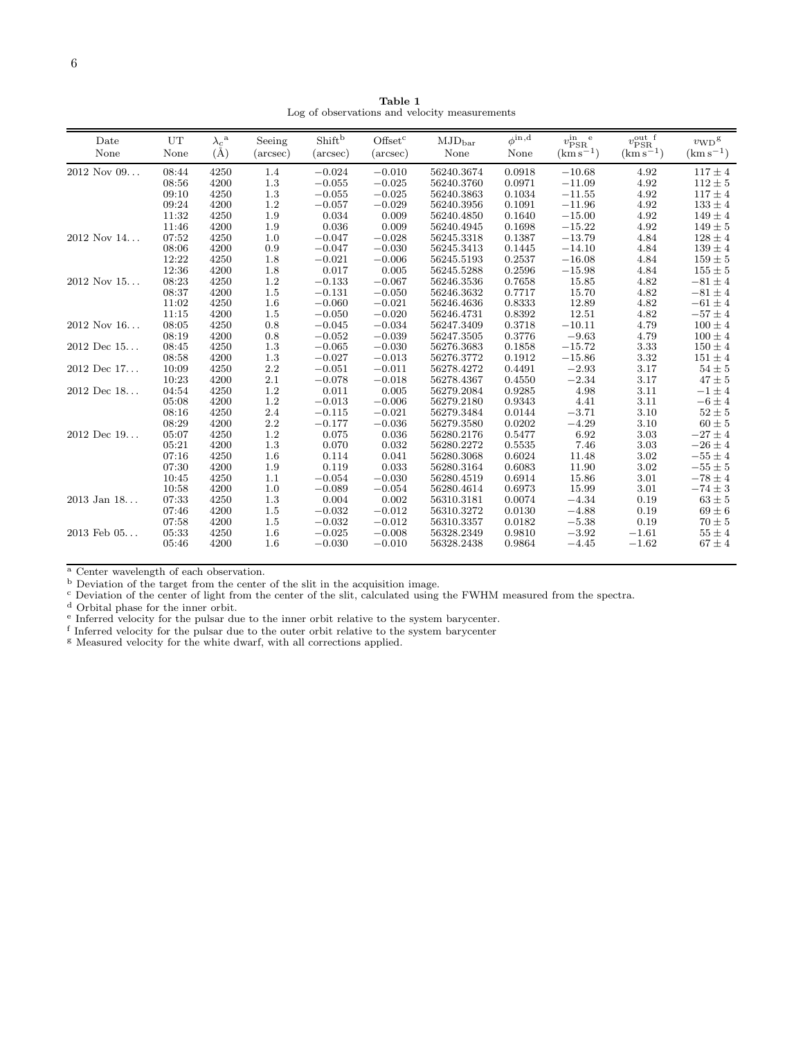**Table 1**
Log of observations and velocity measurements

| Date<br>None | UT<br>None | $\lambda_c$[a]<br>(Å) | Seeing<br>(arcsec) | Shift[b]<br>(arcsec) | Offset[c]<br>(arcsec) | $\mathrm{MJD_{bar}}$<br>None | $\phi^{\mathrm{in}}$[d]<br>None | $v^{\mathrm{in}}_{\mathrm{PSR}}$[e]<br>$(\mathrm{km\,s^{-1}})$ | $v^{\mathrm{out}}_{\mathrm{PSR}}$[f]<br>$(\mathrm{km\,s^{-1}})$ | $v_{\mathrm{WD}}$[g]<br>$(\mathrm{km\,s^{-1}})$ |
|---|---|---|---|---|---|---|---|---|---|---|
| 2012 Nov 09... | 08:44 | 4250 | 1.4 | −0.024 | −0.010 | 56240.3674 | 0.0918 | −10.68 | 4.92 | $117 \pm 4$ |
| | 08:56 | 4200 | 1.3 | −0.055 | −0.025 | 56240.3760 | 0.0971 | −11.09 | 4.92 | $112 \pm 5$ |
| | 09:10 | 4250 | 1.3 | −0.055 | −0.025 | 56240.3863 | 0.1034 | −11.55 | 4.92 | $117 \pm 4$ |
| | 09:24 | 4200 | 1.2 | −0.057 | −0.029 | 56240.3956 | 0.1091 | −11.96 | 4.92 | $133 \pm 4$ |
| | 11:32 | 4250 | 1.9 | 0.034 | 0.009 | 56240.4850 | 0.1640 | −15.00 | 4.92 | $149 \pm 4$ |
| | 11:46 | 4200 | 1.9 | 0.036 | 0.009 | 56240.4945 | 0.1698 | −15.22 | 4.92 | $149 \pm 5$ |
| 2012 Nov 14... | 07:52 | 4250 | 1.0 | −0.047 | −0.028 | 56245.3318 | 0.1387 | −13.79 | 4.84 | $128 \pm 4$ |
| | 08:06 | 4200 | 0.9 | −0.047 | −0.030 | 56245.3413 | 0.1445 | −14.10 | 4.84 | $139 \pm 4$ |
| | 12:22 | 4250 | 1.8 | −0.021 | −0.006 | 56245.5193 | 0.2537 | −16.08 | 4.84 | $159 \pm 5$ |
| | 12:36 | 4200 | 1.8 | 0.017 | 0.005 | 56245.5288 | 0.2596 | −15.98 | 4.84 | $155 \pm 5$ |
| 2012 Nov 15... | 08:23 | 4250 | 1.2 | −0.133 | −0.067 | 56246.3536 | 0.7658 | 15.85 | 4.82 | $-81 \pm 4$ |
| | 08:37 | 4200 | 1.5 | −0.131 | −0.050 | 56246.3632 | 0.7717 | 15.70 | 4.82 | $-81 \pm 4$ |
| | 11:02 | 4250 | 1.6 | −0.060 | −0.021 | 56246.4636 | 0.8333 | 12.89 | 4.82 | $-61 \pm 4$ |
| | 11:15 | 4200 | 1.5 | −0.050 | −0.020 | 56246.4731 | 0.8392 | 12.51 | 4.82 | $-57 \pm 4$ |
| 2012 Nov 16... | 08:05 | 4250 | 0.8 | −0.045 | −0.034 | 56247.3409 | 0.3718 | −10.11 | 4.79 | $100 \pm 4$ |
| | 08:19 | 4200 | 0.8 | −0.052 | −0.039 | 56247.3505 | 0.3776 | −9.63 | 4.79 | $100 \pm 4$ |
| 2012 Dec 15... | 08:45 | 4250 | 1.3 | −0.065 | −0.030 | 56276.3683 | 0.1858 | −15.72 | 3.33 | $150 \pm 4$ |
| | 08:58 | 4200 | 1.3 | −0.027 | −0.013 | 56276.3772 | 0.1912 | −15.86 | 3.32 | $151 \pm 4$ |
| 2012 Dec 17... | 10:09 | 4250 | 2.2 | −0.051 | −0.011 | 56278.4272 | 0.4491 | −2.93 | 3.17 | $54 \pm 5$ |
| | 10:23 | 4200 | 2.1 | −0.078 | −0.018 | 56278.4367 | 0.4550 | −2.34 | 3.17 | $47 \pm 5$ |
| 2012 Dec 18... | 04:54 | 4250 | 1.2 | 0.011 | 0.005 | 56279.2084 | 0.9285 | 4.98 | 3.11 | $-1 \pm 4$ |
| | 05:08 | 4200 | 1.2 | −0.013 | −0.006 | 56279.2180 | 0.9343 | 4.41 | 3.11 | $-6 \pm 4$ |
| | 08:16 | 4250 | 2.4 | −0.115 | −0.021 | 56279.3484 | 0.0144 | −3.71 | 3.10 | $52 \pm 5$ |
| | 08:29 | 4200 | 2.2 | −0.177 | −0.036 | 56279.3580 | 0.0202 | −4.29 | 3.10 | $60 \pm 5$ |
| 2012 Dec 19... | 05:07 | 4250 | 1.2 | 0.075 | 0.036 | 56280.2176 | 0.5477 | 6.92 | 3.03 | $-27 \pm 4$ |
| | 05:21 | 4200 | 1.3 | 0.070 | 0.032 | 56280.2272 | 0.5535 | 7.46 | 3.03 | $-26 \pm 4$ |
| | 07:16 | 4250 | 1.6 | 0.114 | 0.041 | 56280.3068 | 0.6024 | 11.48 | 3.02 | $-55 \pm 4$ |
| | 07:30 | 4200 | 1.9 | 0.119 | 0.033 | 56280.3164 | 0.6083 | 11.90 | 3.02 | $-55 \pm 5$ |
| | 10:45 | 4250 | 1.1 | −0.054 | −0.030 | 56280.4519 | 0.6914 | 15.86 | 3.01 | $-78 \pm 4$ |
| | 10:58 | 4200 | 1.0 | −0.089 | −0.054 | 56280.4614 | 0.6973 | 15.99 | 3.01 | $-74 \pm 3$ |
| 2013 Jan 18... | 07:33 | 4250 | 1.3 | 0.004 | 0.002 | 56310.3181 | 0.0074 | −4.34 | 0.19 | $63 \pm 5$ |
| | 07:46 | 4200 | 1.5 | −0.032 | −0.012 | 56310.3272 | 0.0130 | −4.88 | 0.19 | $69 \pm 6$ |
| | 07:58 | 4200 | 1.5 | −0.032 | −0.012 | 56310.3357 | 0.0182 | −5.38 | 0.19 | $70 \pm 5$ |
| 2013 Feb 05... | 05:33 | 4250 | 1.6 | −0.025 | −0.008 | 56328.2349 | 0.9810 | −3.92 | −1.61 | $55 \pm 4$ |
| | 05:46 | 4200 | 1.6 | −0.030 | −0.010 | 56328.2438 | 0.9864 | −4.45 | −1.62 | $67 \pm 4$ |

[a] Center wavelength of each observation.
[b] Deviation of the target from the center of the slit in the acquisition image.
[c] Deviation of the center of light from the center of the slit, calculated using the FWHM measured from the spectra.
[d] Orbital phase for the inner orbit.
[e] Inferred velocity for the pulsar due to the inner orbit relative to the system barycenter.
[f] Inferred velocity for the pulsar due to the outer orbit relative to the system barycenter
[g] Measured velocity for the white dwarf, with all corrections applied.